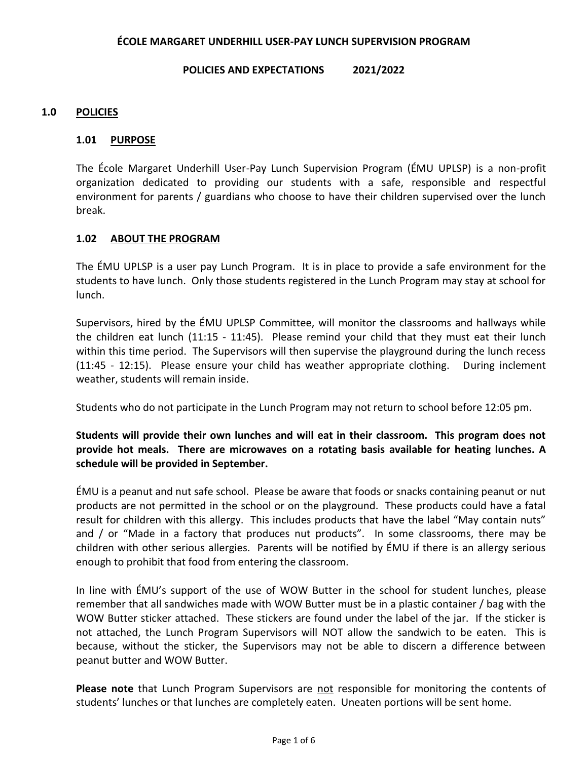**ÉCOLE MARGARET UNDERHILL USER-PAY LUNCH SUPERVISION PROGRAM**

**POLICIES AND EXPECTATIONS 2021/2022**

# 1.0 POLICIES

## 1.01 PURPOSE

The École Margaret Underhill User-Pay Lunch Supervision Program (ÉMU UPLSP) is a non-profit organization dedicated to providing our students with a safe, responsible and respectful environment for parents / guardians who choose to have their children supervised over the lunch break.

## 1.02 ABOUT THE PROGRAM

The ÉMU UPLSP is a user pay Lunch Program. It is in place to provide a safe environment for the students to have lunch. Only those students registered in the Lunch Program may stay at school for lunch.

Supervisors, hired by the ÉMU UPLSP Committee, will monitor the classrooms and hallways while the children eat lunch (11:15 - 11:45). Please remind your child that they must eat their lunch within this time period. The Supervisors will then supervise the playground during the lunch recess (11:45 - 12:15). Please ensure your child has weather appropriate clothing. During inclement weather, students will remain inside.

Students who do not participate in the Lunch Program may not return to school before 12:05 pm.

**Students will provide their own lunches and will eat in their classroom. This program does not provide hot meals. There are microwaves on a rotating basis available for heating lunches. A schedule will be provided in September.**

ÉMU is a peanut and nut safe school. Please be aware that foods or snacks containing peanut or nut products are not permitted in the school or on the playground. These products could have a fatal result for children with this allergy. This includes products that have the label "May contain nuts" and / or "Made in a factory that produces nut products". In some classrooms, there may be children with other serious allergies. Parents will be notified by ÉMU if there is an allergy serious enough to prohibit that food from entering the classroom.

In line with ÉMU's support of the use of WOW Butter in the school for student lunches, please remember that all sandwiches made with WOW Butter must be in a plastic container / bag with the WOW Butter sticker attached. These stickers are found under the label of the jar. If the sticker is not attached, the Lunch Program Supervisors will NOT allow the sandwich to be eaten. This is because, without the sticker, the Supervisors may not be able to discern a difference between peanut butter and WOW Butter.

**Please note** that Lunch Program Supervisors are not responsible for monitoring the contents of students' lunches or that lunches are completely eaten. Uneaten portions will be sent home.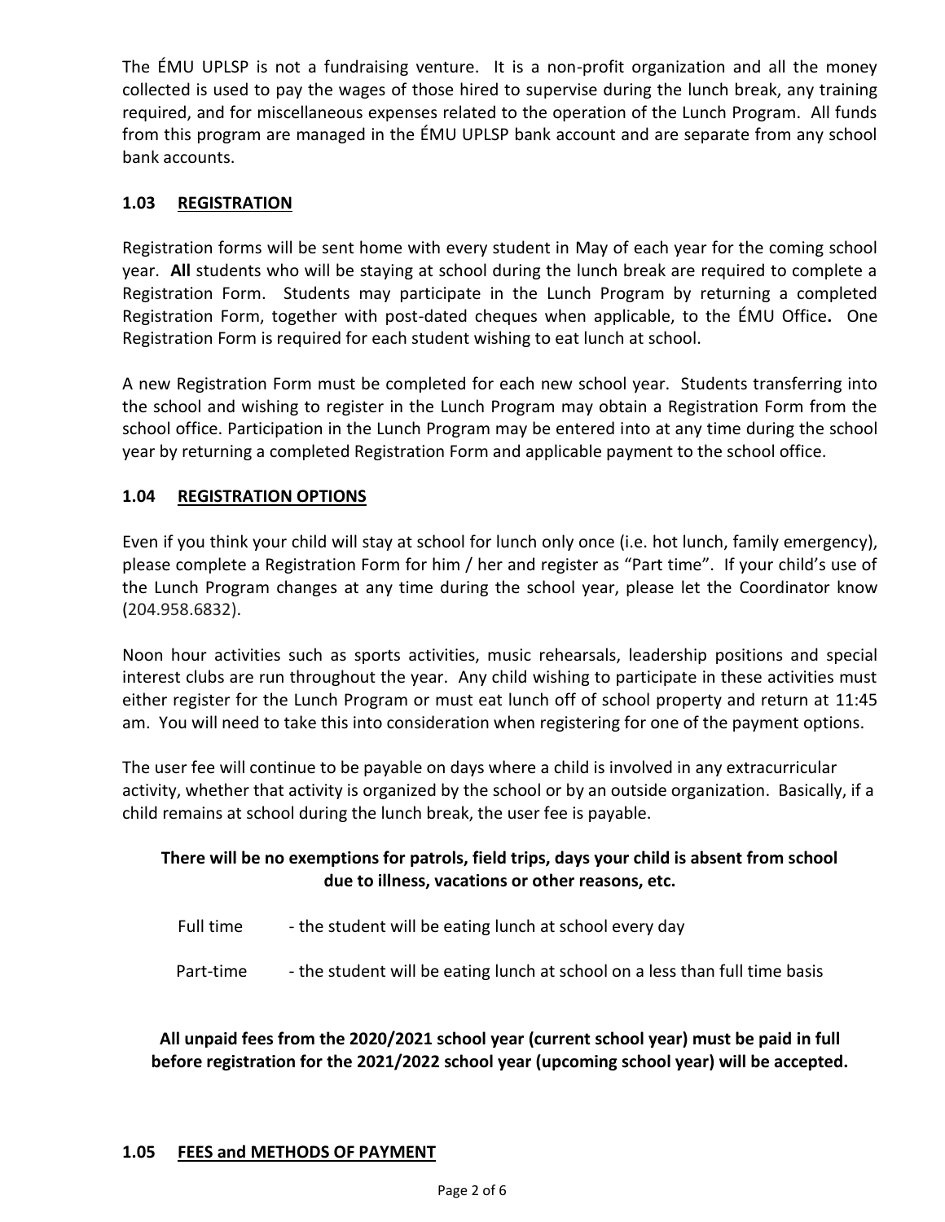The ÉMU UPLSP is not a fundraising venture. It is a non-profit organization and all the money collected is used to pay the wages of those hired to supervise during the lunch break, any training required, and for miscellaneous expenses related to the operation of the Lunch Program. All funds from this program are managed in the ÉMU UPLSP bank account and are separate from any school bank accounts.

## 1.03 REGISTRATION

Registration forms will be sent home with every student in May of each year for the coming school year. **All** students who will be staying at school during the lunch break are required to complete a Registration Form. Students may participate in the Lunch Program by returning a completed Registration Form, together with post-dated cheques when applicable, to the ÉMU Office**.** One Registration Form is required for each student wishing to eat lunch at school.

A new Registration Form must be completed for each new school year. Students transferring into the school and wishing to register in the Lunch Program may obtain a Registration Form from the school office. Participation in the Lunch Program may be entered into at any time during the school year by returning a completed Registration Form and applicable payment to the school office.

## 1.04 REGISTRATION OPTIONS

Even if you think your child will stay at school for lunch only once (i.e. hot lunch, family emergency), please complete a Registration Form for him / her and register as "Part time". If your child's use of the Lunch Program changes at any time during the school year, please let the Coordinator know (204.958.6832).

Noon hour activities such as sports activities, music rehearsals, leadership positions and special interest clubs are run throughout the year. Any child wishing to participate in these activities must either register for the Lunch Program or must eat lunch off of school property and return at 11:45 am. You will need to take this into consideration when registering for one of the payment options.

The user fee will continue to be payable on days where a child is involved in any extracurricular activity, whether that activity is organized by the school or by an outside organization. Basically, if a child remains at school during the lunch break, the user fee is payable.

**There will be no exemptions for patrols, field trips, days your child is absent from school due to illness, vacations or other reasons, etc.**

- Full time - the student will be eating lunch at school every day
- Part-time - the student will be eating lunch at school on a less than full time basis

**All unpaid fees from the 2020/2021 school year (current school year) must be paid in full before registration for the 2021/2022 school year (upcoming school year) will be accepted.**

## 1.05 FEES and METHODS OF PAYMENT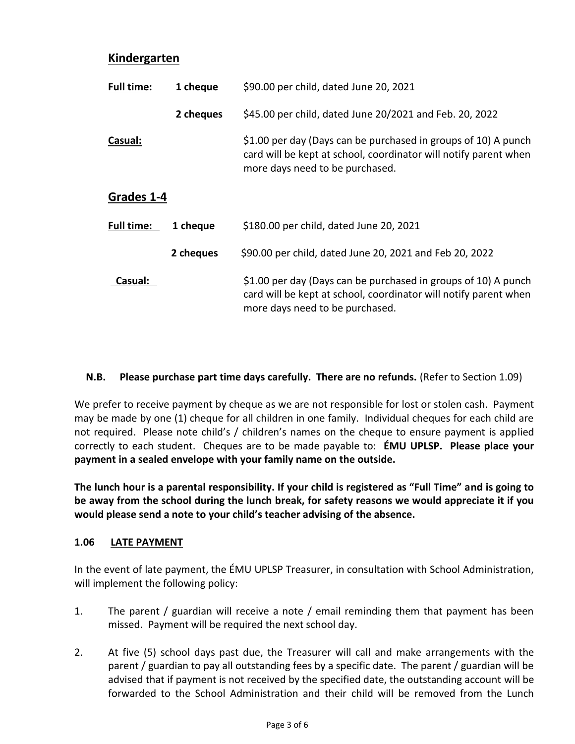## Kindergarten

| | | |
|---|---|---|
| **Full time:** | **1 cheque** | $90.00 per child, dated June 20, 2021 |
| | **2 cheques** | $45.00 per child, dated June 20/2021 and Feb. 20, 2022 |
| **Casual:** | | $1.00 per day (Days can be purchased in groups of 10) A punch card will be kept at school, coordinator will notify parent when more days need to be purchased. |

## Grades 1-4

| | | |
|---|---|---|
| **Full time:** | **1 cheque** | $180.00 per child, dated June 20, 2021 |
| | **2 cheques** | $90.00 per child, dated June 20, 2021 and Feb 20, 2022 |
| **Casual:** | | $1.00 per day (Days can be purchased in groups of 10) A punch card will be kept at school, coordinator will notify parent when more days need to be purchased. |

**N.B. Please purchase part time days carefully. There are no refunds.** (Refer to Section 1.09)

We prefer to receive payment by cheque as we are not responsible for lost or stolen cash. Payment may be made by one (1) cheque for all children in one family. Individual cheques for each child are not required. Please note child's / children's names on the cheque to ensure payment is applied correctly to each student. Cheques are to be made payable to: **ÉMU UPLSP. Please place your payment in a sealed envelope with your family name on the outside.**

**The lunch hour is a parental responsibility. If your child is registered as "Full Time" and is going to be away from the school during the lunch break, for safety reasons we would appreciate it if you would please send a note to your child's teacher advising of the absence.**

### 1.06 LATE PAYMENT

In the event of late payment, the ÉMU UPLSP Treasurer, in consultation with School Administration, will implement the following policy:

1. The parent / guardian will receive a note / email reminding them that payment has been missed. Payment will be required the next school day.
2. At five (5) school days past due, the Treasurer will call and make arrangements with the parent / guardian to pay all outstanding fees by a specific date. The parent / guardian will be advised that if payment is not received by the specified date, the outstanding account will be forwarded to the School Administration and their child will be removed from the Lunch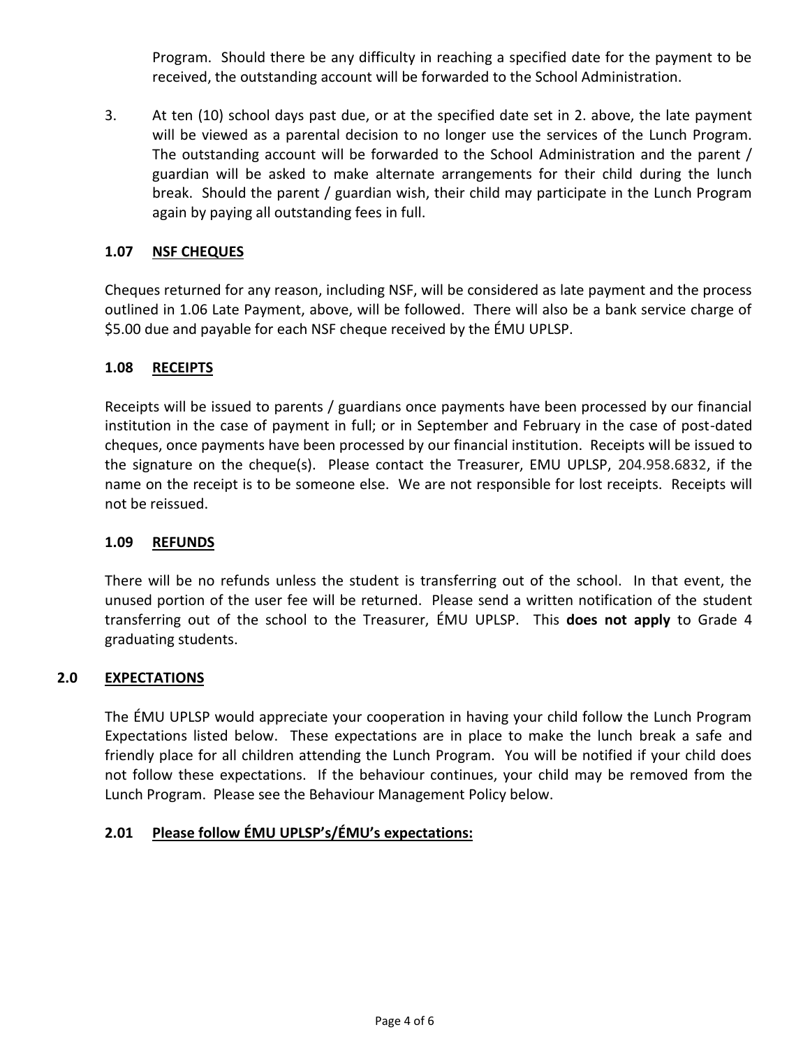Program. Should there be any difficulty in reaching a specified date for the payment to be received, the outstanding account will be forwarded to the School Administration.

3. At ten (10) school days past due, or at the specified date set in 2. above, the late payment will be viewed as a parental decision to no longer use the services of the Lunch Program. The outstanding account will be forwarded to the School Administration and the parent / guardian will be asked to make alternate arrangements for their child during the lunch break. Should the parent / guardian wish, their child may participate in the Lunch Program again by paying all outstanding fees in full.

### 1.07 NSF CHEQUES

Cheques returned for any reason, including NSF, will be considered as late payment and the process outlined in 1.06 Late Payment, above, will be followed. There will also be a bank service charge of $5.00 due and payable for each NSF cheque received by the ÉMU UPLSP.

### 1.08 RECEIPTS

Receipts will be issued to parents / guardians once payments have been processed by our financial institution in the case of payment in full; or in September and February in the case of post-dated cheques, once payments have been processed by our financial institution. Receipts will be issued to the signature on the cheque(s). Please contact the Treasurer, EMU UPLSP, 204.958.6832, if the name on the receipt is to be someone else. We are not responsible for lost receipts. Receipts will not be reissued.

### 1.09 REFUNDS

There will be no refunds unless the student is transferring out of the school. In that event, the unused portion of the user fee will be returned. Please send a written notification of the student transferring out of the school to the Treasurer, ÉMU UPLSP. This **does not apply** to Grade 4 graduating students.

## 2.0 EXPECTATIONS

The ÉMU UPLSP would appreciate your cooperation in having your child follow the Lunch Program Expectations listed below. These expectations are in place to make the lunch break a safe and friendly place for all children attending the Lunch Program. You will be notified if your child does not follow these expectations. If the behaviour continues, your child may be removed from the Lunch Program. Please see the Behaviour Management Policy below.

### 2.01 Please follow ÉMU UPLSP's/ÉMU's expectations: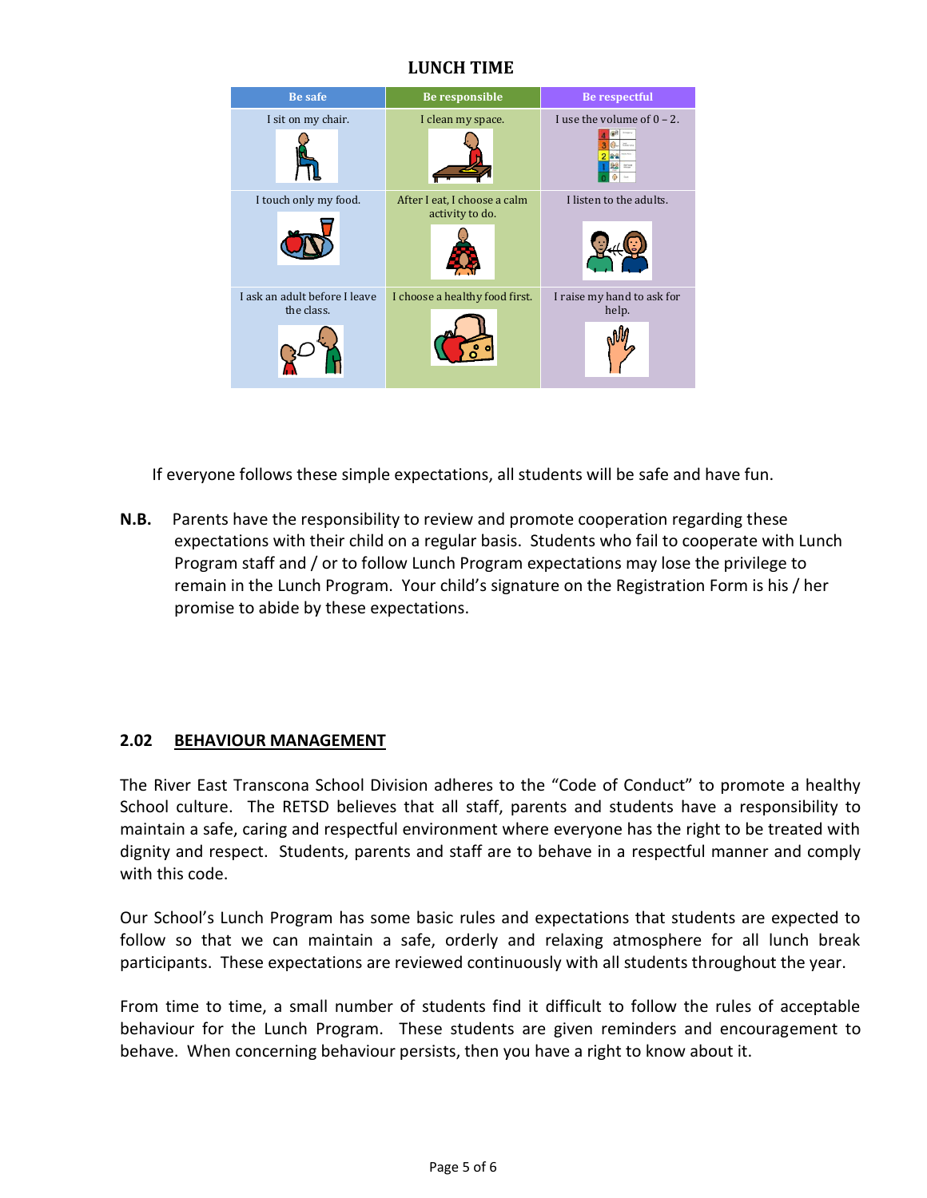## LUNCH TIME

| Be safe | Be responsible | Be respectful |
| --- | --- | --- |
| I sit on my chair. | I clean my space. | I use the volume of 0 – 2. |
| I touch only my food. | After I eat, I choose a calm activity to do. | I listen to the adults. |
| I ask an adult before I leave the class. | I choose a healthy food first. | I raise my hand to ask for help. |

If everyone follows these simple expectations, all students will be safe and have fun.

**N.B.** Parents have the responsibility to review and promote cooperation regarding these expectations with their child on a regular basis. Students who fail to cooperate with Lunch Program staff and / or to follow Lunch Program expectations may lose the privilege to remain in the Lunch Program. Your child's signature on the Registration Form is his / her promise to abide by these expectations.

## 2.02 BEHAVIOUR MANAGEMENT

The River East Transcona School Division adheres to the "Code of Conduct" to promote a healthy School culture. The RETSD believes that all staff, parents and students have a responsibility to maintain a safe, caring and respectful environment where everyone has the right to be treated with dignity and respect. Students, parents and staff are to behave in a respectful manner and comply with this code.

Our School's Lunch Program has some basic rules and expectations that students are expected to follow so that we can maintain a safe, orderly and relaxing atmosphere for all lunch break participants. These expectations are reviewed continuously with all students throughout the year.

From time to time, a small number of students find it difficult to follow the rules of acceptable behaviour for the Lunch Program. These students are given reminders and encouragement to behave. When concerning behaviour persists, then you have a right to know about it.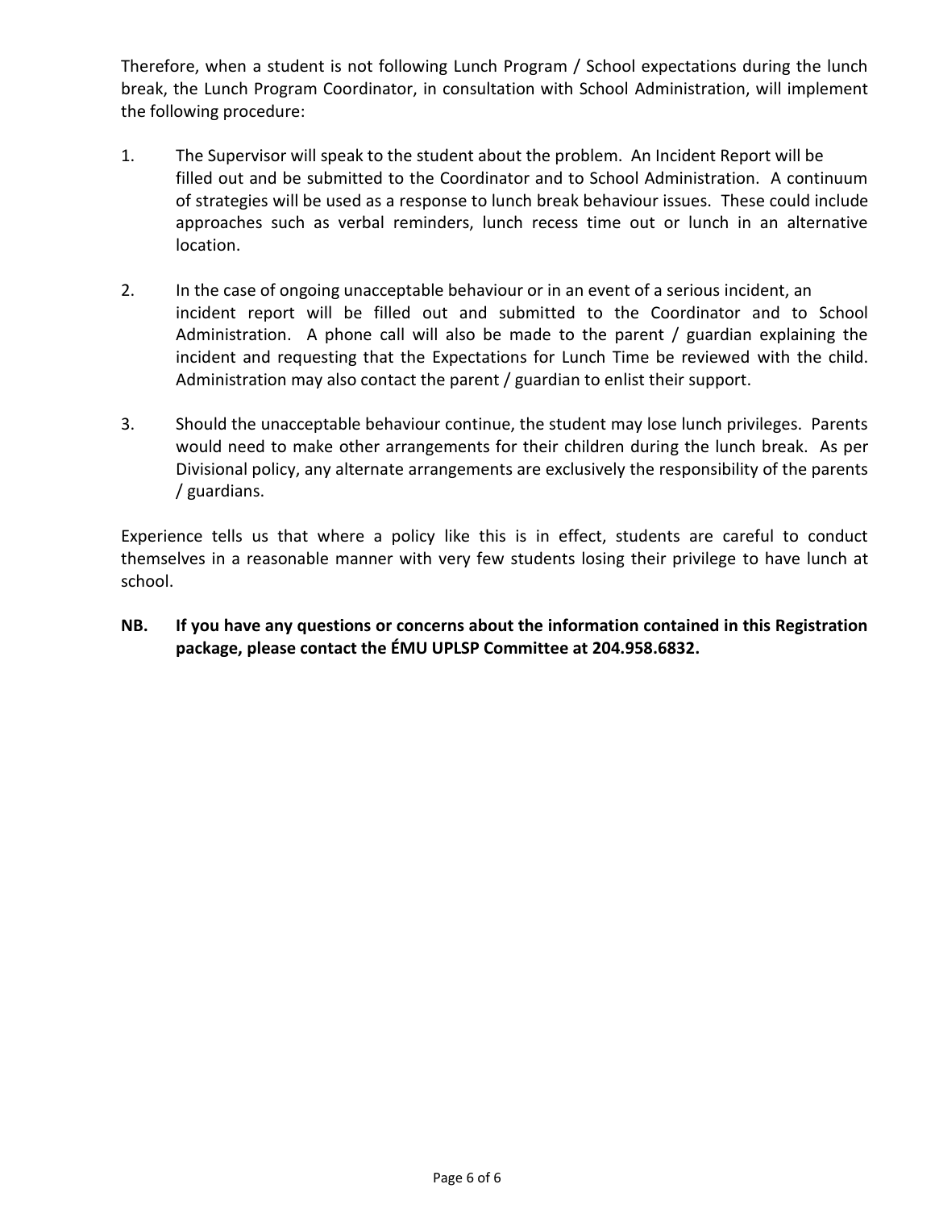Therefore, when a student is not following Lunch Program / School expectations during the lunch break, the Lunch Program Coordinator, in consultation with School Administration, will implement the following procedure:

1. The Supervisor will speak to the student about the problem. An Incident Report will be filled out and be submitted to the Coordinator and to School Administration. A continuum of strategies will be used as a response to lunch break behaviour issues. These could include approaches such as verbal reminders, lunch recess time out or lunch in an alternative location.

2. In the case of ongoing unacceptable behaviour or in an event of a serious incident, an incident report will be filled out and submitted to the Coordinator and to School Administration. A phone call will also be made to the parent / guardian explaining the incident and requesting that the Expectations for Lunch Time be reviewed with the child. Administration may also contact the parent / guardian to enlist their support.

3. Should the unacceptable behaviour continue, the student may lose lunch privileges. Parents would need to make other arrangements for their children during the lunch break. As per Divisional policy, any alternate arrangements are exclusively the responsibility of the parents / guardians.

Experience tells us that where a policy like this is in effect, students are careful to conduct themselves in a reasonable manner with very few students losing their privilege to have lunch at school.

**NB. If you have any questions or concerns about the information contained in this Registration package, please contact the ÉMU UPLSP Committee at 204.958.6832.**